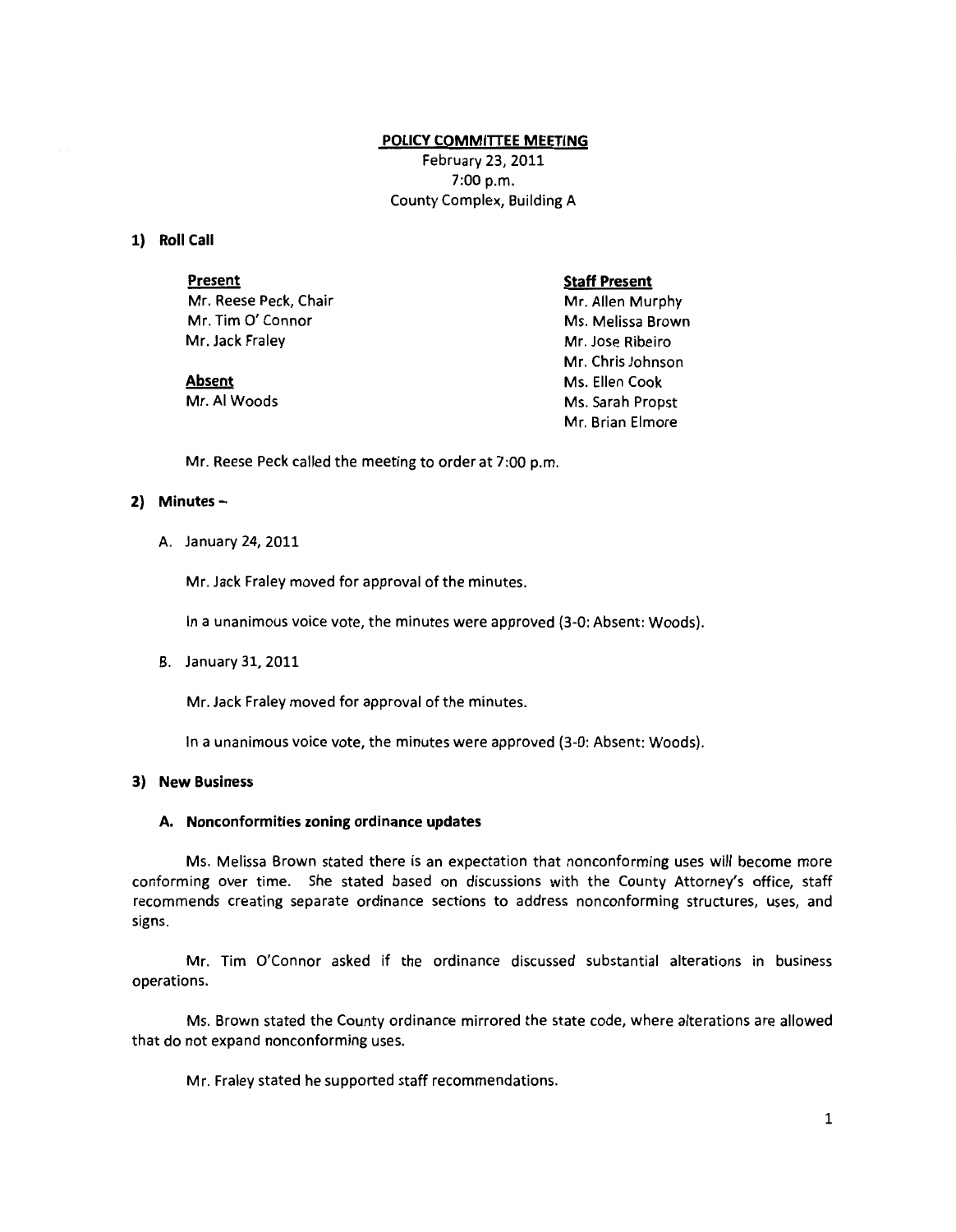# POLICY COMMITTEE MEETING

February 23, 2011
7:00 p.m.
County Complex, Building A

## 1) Roll Call

**Present**
Mr. Reese Peck, Chair
Mr. Tim O' Connor
Mr. Jack Fraley

**Absent**
Mr. Al Woods

**Staff Present**
Mr. Allen Murphy
Ms. Melissa Brown
Mr. Jose Ribeiro
Mr. Chris Johnson
Ms. Ellen Cook
Ms. Sarah Propst
Mr. Brian Elmore

Mr. Reese Peck called the meeting to order at 7:00 p.m.

## 2) Minutes –

A. January 24, 2011

Mr. Jack Fraley moved for approval of the minutes.

In a unanimous voice vote, the minutes were approved (3-0: Absent: Woods).

B. January 31, 2011

Mr. Jack Fraley moved for approval of the minutes.

In a unanimous voice vote, the minutes were approved (3-0: Absent: Woods).

## 3) New Business

### A. Nonconformities zoning ordinance updates

Ms. Melissa Brown stated there is an expectation that nonconforming uses will become more conforming over time. She stated based on discussions with the County Attorney's office, staff recommends creating separate ordinance sections to address nonconforming structures, uses, and signs.

Mr. Tim O'Connor asked if the ordinance discussed substantial alterations in business operations.

Ms. Brown stated the County ordinance mirrored the state code, where alterations are allowed that do not expand nonconforming uses.

Mr. Fraley stated he supported staff recommendations.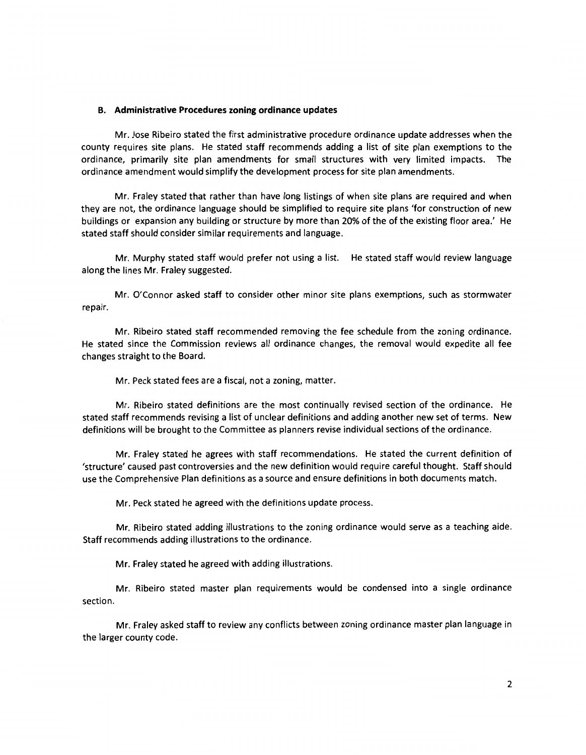**B. Administrative Procedures zoning ordinance updates**

Mr. Jose Ribeiro stated the first administrative procedure ordinance update addresses when the county requires site plans. He stated staff recommends adding a list of site plan exemptions to the ordinance, primarily site plan amendments for small structures with very limited impacts. The ordinance amendment would simplify the development process for site plan amendments.

Mr. Fraley stated that rather than have long listings of when site plans are required and when they are not, the ordinance language should be simplified to require site plans 'for construction of new buildings or expansion any building or structure by more than 20% of the of the existing floor area.' He stated staff should consider similar requirements and language.

Mr. Murphy stated staff would prefer not using a list. He stated staff would review language along the lines Mr. Fraley suggested.

Mr. O'Connor asked staff to consider other minor site plans exemptions, such as stormwater repair.

Mr. Ribeiro stated staff recommended removing the fee schedule from the zoning ordinance. He stated since the Commission reviews all ordinance changes, the removal would expedite all fee changes straight to the Board.

Mr. Peck stated fees are a fiscal, not a zoning, matter.

Mr. Ribeiro stated definitions are the most continually revised section of the ordinance. He stated staff recommends revising a list of unclear definitions and adding another new set of terms. New definitions will be brought to the Committee as planners revise individual sections of the ordinance.

Mr. Fraley stated he agrees with staff recommendations. He stated the current definition of 'structure' caused past controversies and the new definition would require careful thought. Staff should use the Comprehensive Plan definitions as a source and ensure definitions in both documents match.

Mr. Peck stated he agreed with the definitions update process.

Mr. Ribeiro stated adding illustrations to the zoning ordinance would serve as a teaching aide. Staff recommends adding illustrations to the ordinance.

Mr. Fraley stated he agreed with adding illustrations.

Mr. Ribeiro stated master plan requirements would be condensed into a single ordinance section.

Mr. Fraley asked staff to review any conflicts between zoning ordinance master plan language in the larger county code.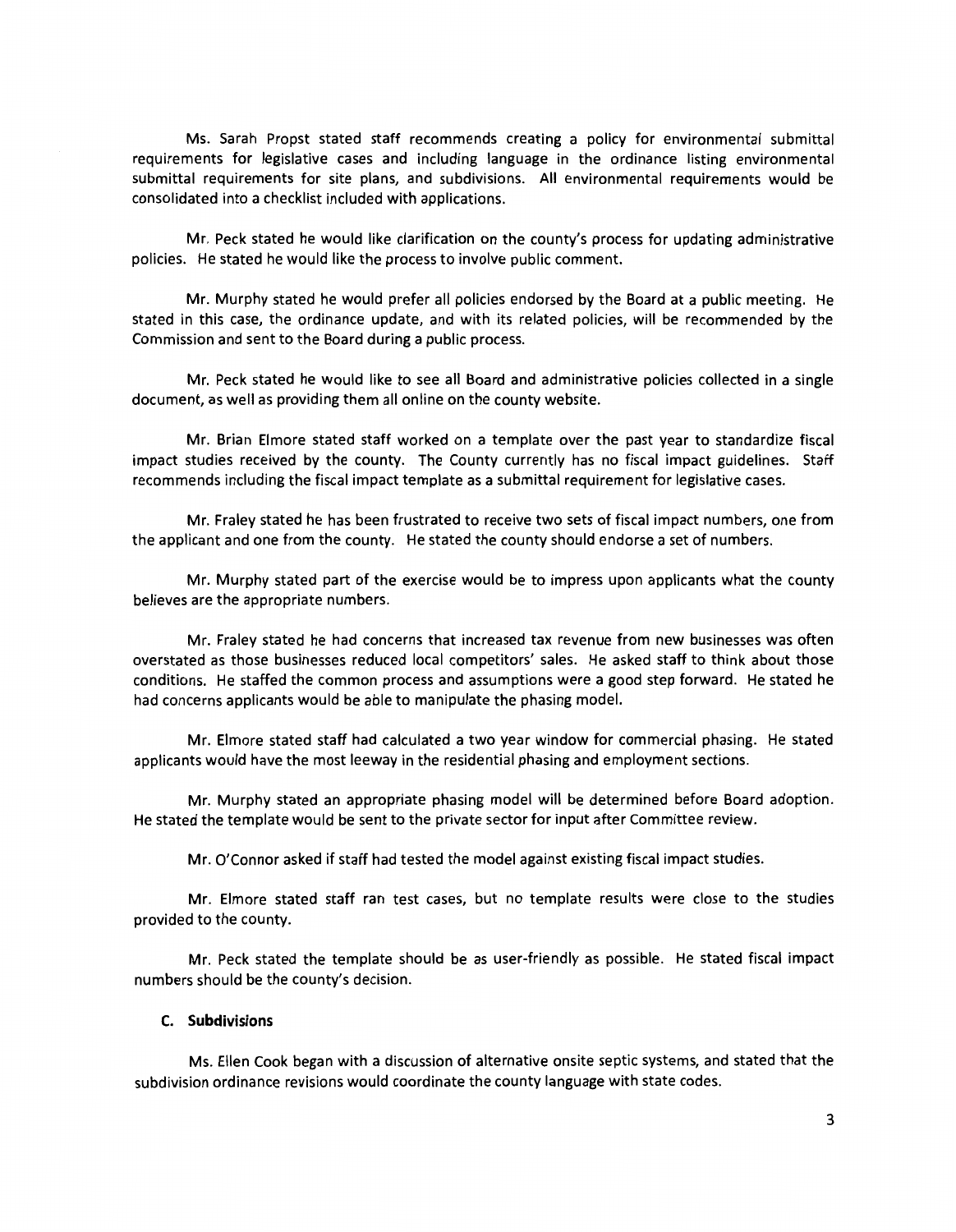Ms. Sarah Propst stated staff recommends creating a policy for environmental submittal requirements for legislative cases and including language in the ordinance listing environmental submittal requirements for site plans, and subdivisions. All environmental requirements would be consolidated into a checklist included with applications.

Mr. Peck stated he would like clarification on the county's process for updating administrative policies. He stated he would like the process to involve public comment.

Mr. Murphy stated he would prefer all policies endorsed by the Board at a public meeting. He stated in this case, the ordinance update, and with its related policies, will be recommended by the Commission and sent to the Board during a public process.

Mr. Peck stated he would like to see all Board and administrative policies collected in a single document, as well as providing them all online on the county website.

Mr. Brian Elmore stated staff worked on a template over the past year to standardize fiscal impact studies received by the county. The County currently has no fiscal impact guidelines. Staff recommends including the fiscal impact template as a submittal requirement for legislative cases.

Mr. Fraley stated he has been frustrated to receive two sets of fiscal impact numbers, one from the applicant and one from the county. He stated the county should endorse a set of numbers.

Mr. Murphy stated part of the exercise would be to impress upon applicants what the county believes are the appropriate numbers.

Mr. Fraley stated he had concerns that increased tax revenue from new businesses was often overstated as those businesses reduced local competitors' sales. He asked staff to think about those conditions. He staffed the common process and assumptions were a good step forward. He stated he had concerns applicants would be able to manipulate the phasing model.

Mr. Elmore stated staff had calculated a two year window for commercial phasing. He stated applicants would have the most leeway in the residential phasing and employment sections.

Mr. Murphy stated an appropriate phasing model will be determined before Board adoption. He stated the template would be sent to the private sector for input after Committee review.

Mr. O'Connor asked if staff had tested the model against existing fiscal impact studies.

Mr. Elmore stated staff ran test cases, but no template results were close to the studies provided to the county.

Mr. Peck stated the template should be as user-friendly as possible. He stated fiscal impact numbers should be the county's decision.

**C. Subdivisions**

Ms. Ellen Cook began with a discussion of alternative onsite septic systems, and stated that the subdivision ordinance revisions would coordinate the county language with state codes.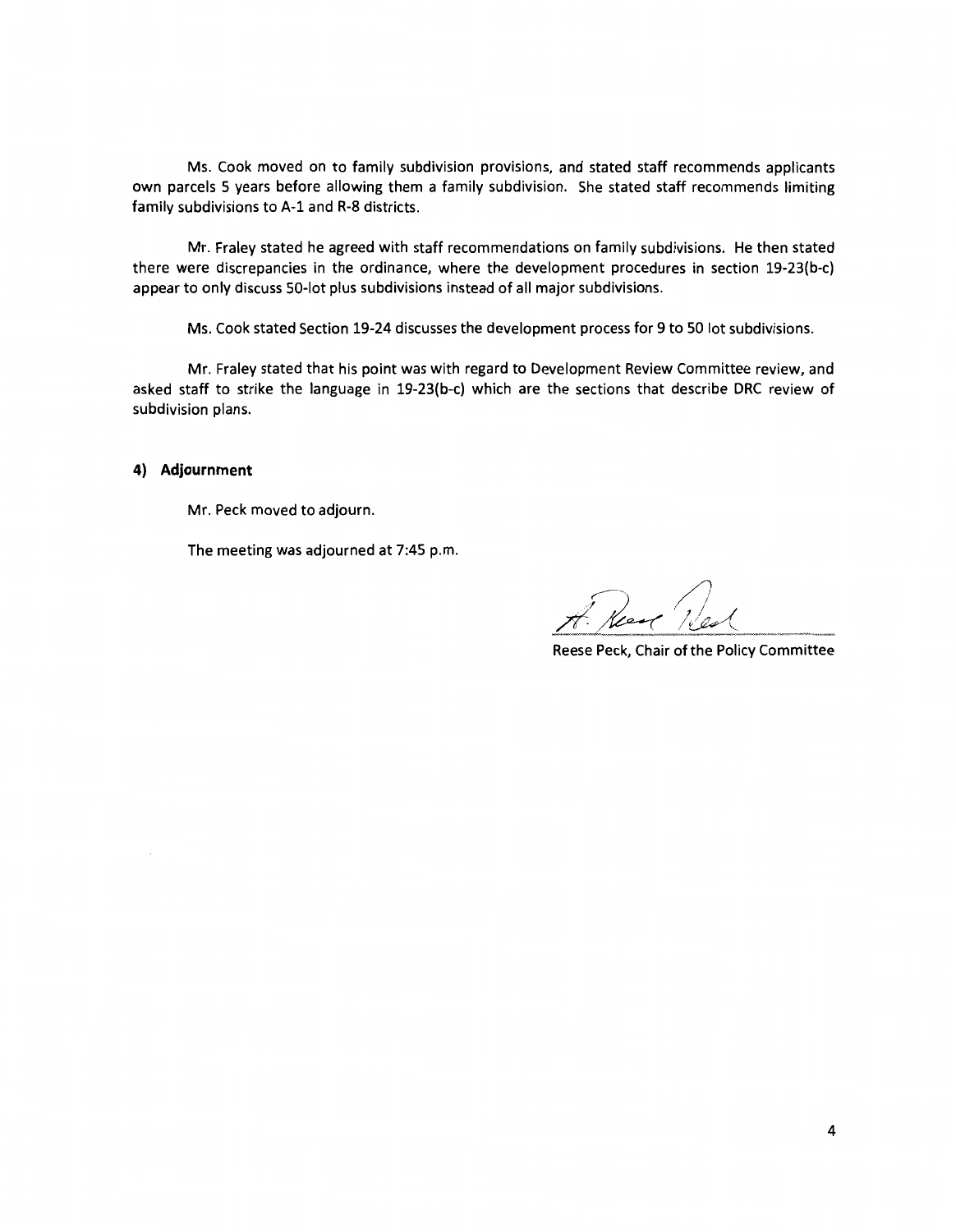Ms. Cook moved on to family subdivision provisions, and stated staff recommends applicants own parcels 5 years before allowing them a family subdivision. She stated staff recommends limiting family subdivisions to A-1 and R-8 districts.

Mr. Fraley stated he agreed with staff recommendations on family subdivisions. He then stated there were discrepancies in the ordinance, where the development procedures in section 19-23(b-c) appear to only discuss 50-lot plus subdivisions instead of all major subdivisions.

Ms. Cook stated Section 19-24 discusses the development process for 9 to 50 lot subdivisions.

Mr. Fraley stated that his point was with regard to Development Review Committee review, and asked staff to strike the language in 19-23(b-c) which are the sections that describe DRC review of subdivision plans.

**4) Adjournment**

Mr. Peck moved to adjourn.

The meeting was adjourned at 7:45 p.m.

Reese Peck, Chair of the Policy Committee